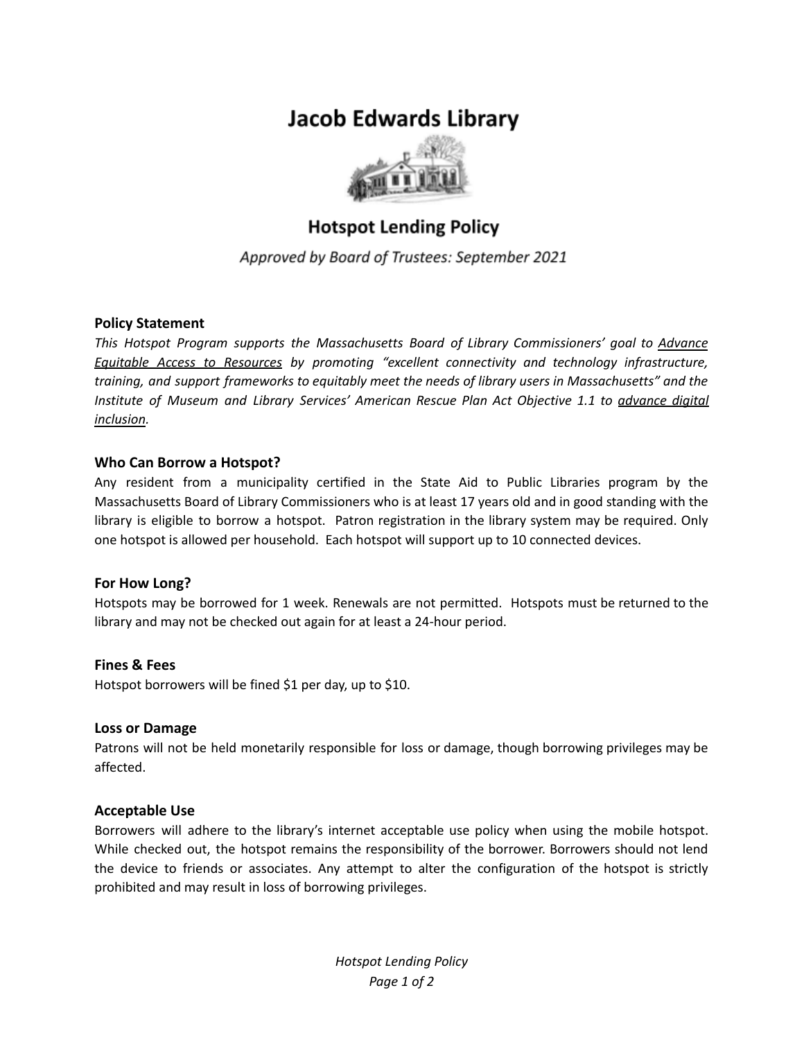# Jacob Edwards Library

## Hotspot Lending Policy

*Approved by Board of Trustees: September 2021*

### Policy Statement

*This Hotspot Program supports the Massachusetts Board of Library Commissioners' goal to Advance Equitable Access to Resources by promoting "excellent connectivity and technology infrastructure, training, and support frameworks to equitably meet the needs of library users in Massachusetts" and the Institute of Museum and Library Services' American Rescue Plan Act Objective 1.1 to advance digital inclusion.*

### Who Can Borrow a Hotspot?

Any resident from a municipality certified in the State Aid to Public Libraries program by the Massachusetts Board of Library Commissioners who is at least 17 years old and in good standing with the library is eligible to borrow a hotspot. Patron registration in the library system may be required. Only one hotspot is allowed per household. Each hotspot will support up to 10 connected devices.

### For How Long?

Hotspots may be borrowed for 1 week. Renewals are not permitted. Hotspots must be returned to the library and may not be checked out again for at least a 24-hour period.

### Fines & Fees

Hotspot borrowers will be fined $1 per day, up to $10.

### Loss or Damage

Patrons will not be held monetarily responsible for loss or damage, though borrowing privileges may be affected.

### Acceptable Use

Borrowers will adhere to the library's internet acceptable use policy when using the mobile hotspot. While checked out, the hotspot remains the responsibility of the borrower. Borrowers should not lend the device to friends or associates. Any attempt to alter the configuration of the hotspot is strictly prohibited and may result in loss of borrowing privileges.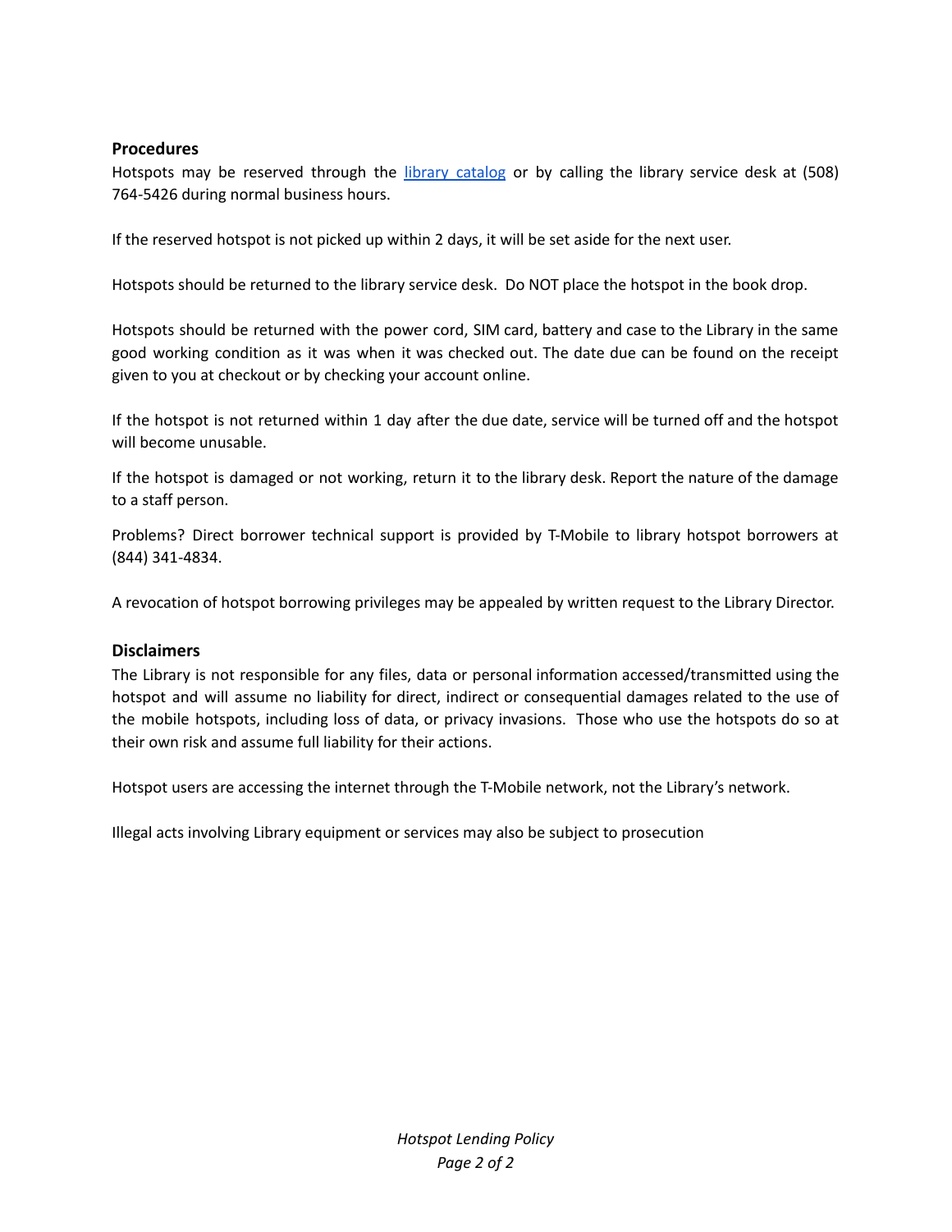## Procedures

Hotspots may be reserved through the library catalog or by calling the library service desk at (508) 764-5426 during normal business hours.

If the reserved hotspot is not picked up within 2 days, it will be set aside for the next user.

Hotspots should be returned to the library service desk. Do NOT place the hotspot in the book drop.

Hotspots should be returned with the power cord, SIM card, battery and case to the Library in the same good working condition as it was when it was checked out. The date due can be found on the receipt given to you at checkout or by checking your account online.

If the hotspot is not returned within 1 day after the due date, service will be turned off and the hotspot will become unusable.

If the hotspot is damaged or not working, return it to the library desk. Report the nature of the damage to a staff person.

Problems? Direct borrower technical support is provided by T-Mobile to library hotspot borrowers at (844) 341-4834.

A revocation of hotspot borrowing privileges may be appealed by written request to the Library Director.

## Disclaimers

The Library is not responsible for any files, data or personal information accessed/transmitted using the hotspot and will assume no liability for direct, indirect or consequential damages related to the use of the mobile hotspots, including loss of data, or privacy invasions. Those who use the hotspots do so at their own risk and assume full liability for their actions.

Hotspot users are accessing the internet through the T-Mobile network, not the Library's network.

Illegal acts involving Library equipment or services may also be subject to prosecution